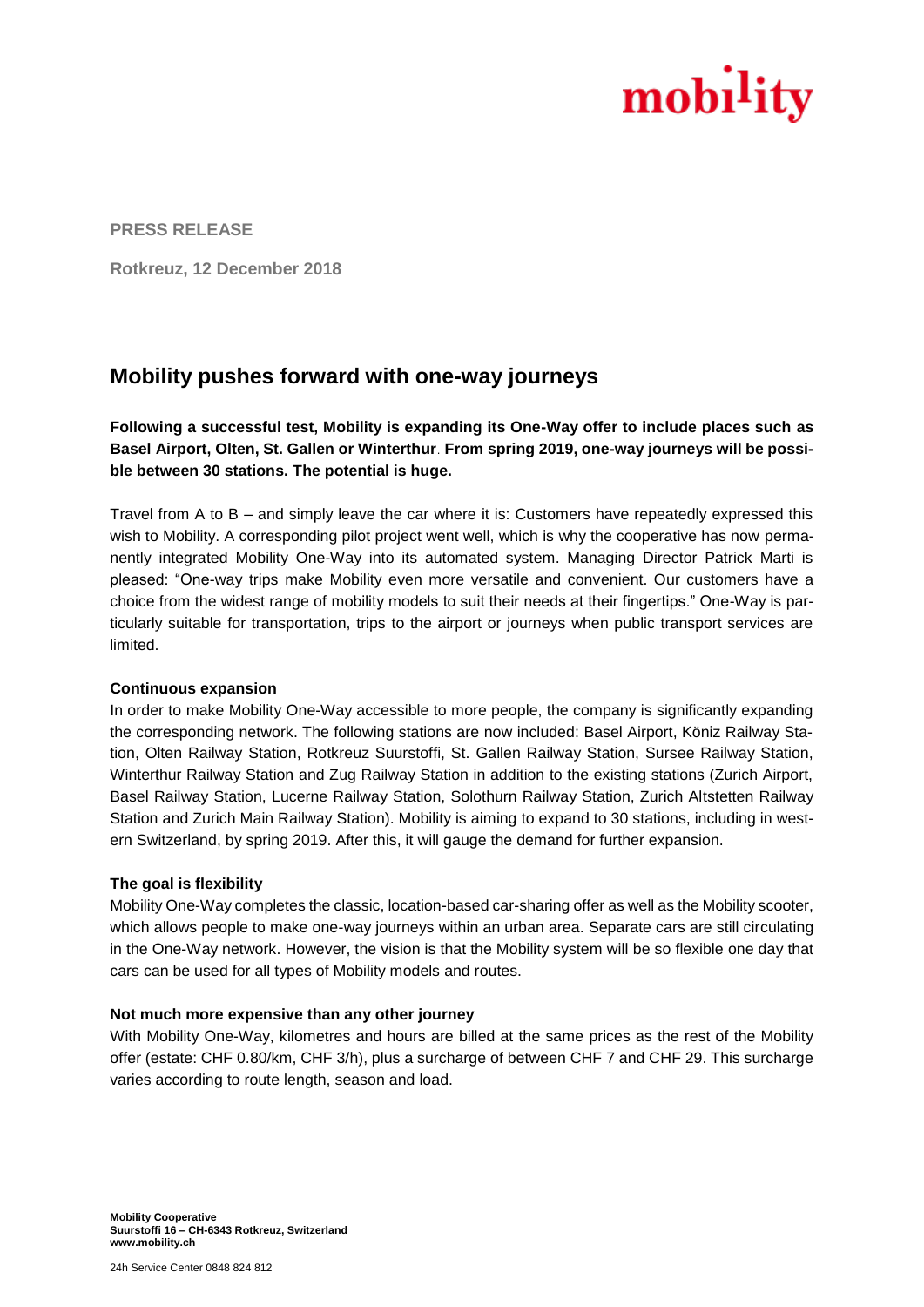**PRESS RELEASE**

**Rotkreuz, 12 December 2018**

# Mobility pushes forward with one-way journeys

**Following a successful test, Mobility is expanding its One-Way offer to include places such as Basel Airport, Olten, St. Gallen or Winterthur. From spring 2019, one-way journeys will be possible between 30 stations. The potential is huge.**

Travel from A to B – and simply leave the car where it is: Customers have repeatedly expressed this wish to Mobility. A corresponding pilot project went well, which is why the cooperative has now permanently integrated Mobility One-Way into its automated system. Managing Director Patrick Marti is pleased: "One-way trips make Mobility even more versatile and convenient. Our customers have a choice from the widest range of mobility models to suit their needs at their fingertips." One-Way is particularly suitable for transportation, trips to the airport or journeys when public transport services are limited.

**Continuous expansion**

In order to make Mobility One-Way accessible to more people, the company is significantly expanding the corresponding network. The following stations are now included: Basel Airport, Köniz Railway Station, Olten Railway Station, Rotkreuz Suurstoffi, St. Gallen Railway Station, Sursee Railway Station, Winterthur Railway Station and Zug Railway Station in addition to the existing stations (Zurich Airport, Basel Railway Station, Lucerne Railway Station, Solothurn Railway Station, Zurich Altstetten Railway Station and Zurich Main Railway Station). Mobility is aiming to expand to 30 stations, including in western Switzerland, by spring 2019. After this, it will gauge the demand for further expansion.

**The goal is flexibility**

Mobility One-Way completes the classic, location-based car-sharing offer as well as the Mobility scooter, which allows people to make one-way journeys within an urban area. Separate cars are still circulating in the One-Way network. However, the vision is that the Mobility system will be so flexible one day that cars can be used for all types of Mobility models and routes.

**Not much more expensive than any other journey**

With Mobility One-Way, kilometres and hours are billed at the same prices as the rest of the Mobility offer (estate: CHF 0.80/km, CHF 3/h), plus a surcharge of between CHF 7 and CHF 29. This surcharge varies according to route length, season and load.

**Mobility Cooperative**
**Suurstoffi 16 – CH-6343 Rotkreuz, Switzerland**
**www.mobility.ch**

24h Service Center 0848 824 812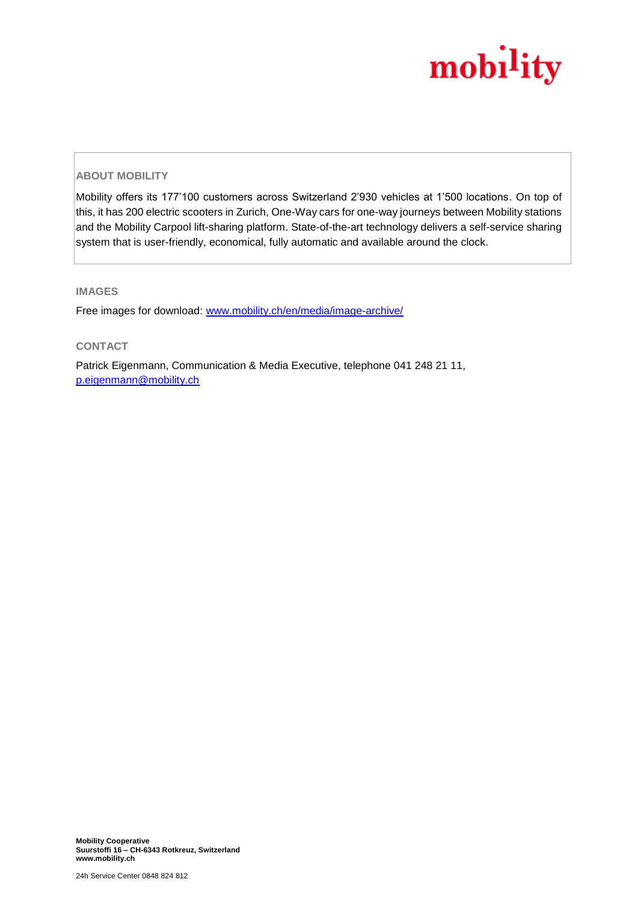## ABOUT MOBILITY

Mobility offers its 177’100 customers across Switzerland 2’930 vehicles at 1’500 locations. On top of this, it has 200 electric scooters in Zurich, One-Way cars for one-way journeys between Mobility stations and the Mobility Carpool lift-sharing platform. State-of-the-art technology delivers a self-service sharing system that is user-friendly, economical, fully automatic and available around the clock.

## IMAGES

Free images for download: [www.mobility.ch/en/media/image-archive/](www.mobility.ch/en/media/image-archive/)

## CONTACT

Patrick Eigenmann, Communication & Media Executive, telephone 041 248 21 11, [p.eigenmann@mobility.ch](mailto:p.eigenmann@mobility.ch)

**Mobility Cooperative**
**Suurstoffi 16 – CH-6343 Rotkreuz, Switzerland**
**www.mobility.ch**

24h Service Center 0848 824 812